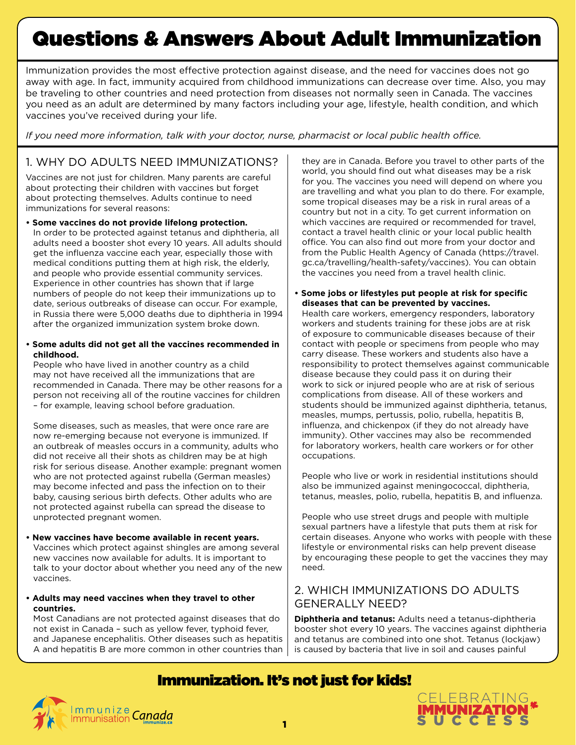# Questions & Answers About Adult Immunization

Immunization provides the most effective protection against disease, and the need for vaccines does not go away with age. In fact, immunity acquired from childhood immunizations can decrease over time. Also, you may be traveling to other countries and need protection from diseases not normally seen in Canada. The vaccines you need as an adult are determined by many factors including your age, lifestyle, health condition, and which vaccines you've received during your life.

*If you need more information, talk with your doctor, nurse, pharmacist or local public health office.*

## 1. WHY DO ADULTS NEED IMMUNIZATIONS?

Vaccines are not just for children. Many parents are careful about protecting their children with vaccines but forget about protecting themselves. Adults continue to need immunizations for several reasons:

- **Some vaccines do not provide lifelong protection.**
  In order to be protected against tetanus and diphtheria, all adults need a booster shot every 10 years. All adults should get the influenza vaccine each year, especially those with medical conditions putting them at high risk, the elderly, and people who provide essential community services. Experience in other countries has shown that if large numbers of people do not keep their immunizations up to date, serious outbreaks of disease can occur. For example, in Russia there were 5,000 deaths due to diphtheria in 1994 after the organized immunization system broke down.

- **Some adults did not get all the vaccines recommended in childhood.**
  People who have lived in another country as a child may not have received all the immunizations that are recommended in Canada. There may be other reasons for a person not receiving all of the routine vaccines for children – for example, leaving school before graduation.

  Some diseases, such as measles, that were once rare are now re-emerging because not everyone is immunized. If an outbreak of measles occurs in a community, adults who did not receive all their shots as children may be at high risk for serious disease. Another example: pregnant women who are not protected against rubella (German measles) may become infected and pass the infection on to their baby, causing serious birth defects. Other adults who are not protected against rubella can spread the disease to unprotected pregnant women.

- **New vaccines have become available in recent years.**
  Vaccines which protect against shingles are among several new vaccines now available for adults. It is important to talk to your doctor about whether you need any of the new vaccines.

- **Adults may need vaccines when they travel to other countries.**
  Most Canadians are not protected against diseases that do not exist in Canada – such as yellow fever, typhoid fever, and Japanese encephalitis. Other diseases such as hepatitis A and hepatitis B are more common in other countries than they are in Canada. Before you travel to other parts of the world, you should find out what diseases may be a risk for you. The vaccines you need will depend on where you are travelling and what you plan to do there. For example, some tropical diseases may be a risk in rural areas of a country but not in a city. To get current information on which vaccines are required or recommended for travel, contact a travel health clinic or your local public health office. You can also find out more from your doctor and from the Public Health Agency of Canada (https://travel.gc.ca/travelling/health-safety/vaccines). You can obtain the vaccines you need from a travel health clinic.

- **Some jobs or lifestyles put people at risk for specific diseases that can be prevented by vaccines.**
  Health care workers, emergency responders, laboratory workers and students training for these jobs are at risk of exposure to communicable diseases because of their contact with people or specimens from people who may carry disease. These workers and students also have a responsibility to protect themselves against communicable disease because they could pass it on during their work to sick or injured people who are at risk of serious complications from disease. All of these workers and students should be immunized against diphtheria, tetanus, measles, mumps, pertussis, polio, rubella, hepatitis B, influenza, and chickenpox (if they do not already have immunity). Other vaccines may also be recommended for laboratory workers, health care workers or for other occupations.

  People who live or work in residential institutions should also be immunized against meningococcal, diphtheria, tetanus, measles, polio, rubella, hepatitis B, and influenza.

  People who use street drugs and people with multiple sexual partners have a lifestyle that puts them at risk for certain diseases. Anyone who works with people with these lifestyle or environmental risks can help prevent disease by encouraging these people to get the vaccines they may need.

## 2. WHICH IMMUNIZATIONS DO ADULTS GENERALLY NEED?

**Diphtheria and tetanus:** Adults need a tetanus-diphtheria booster shot every 10 years. The vaccines against diphtheria and tetanus are combined into one shot. Tetanus (lockjaw) is caused by bacteria that live in soil and causes painful

**Immunization. It's not just for kids!**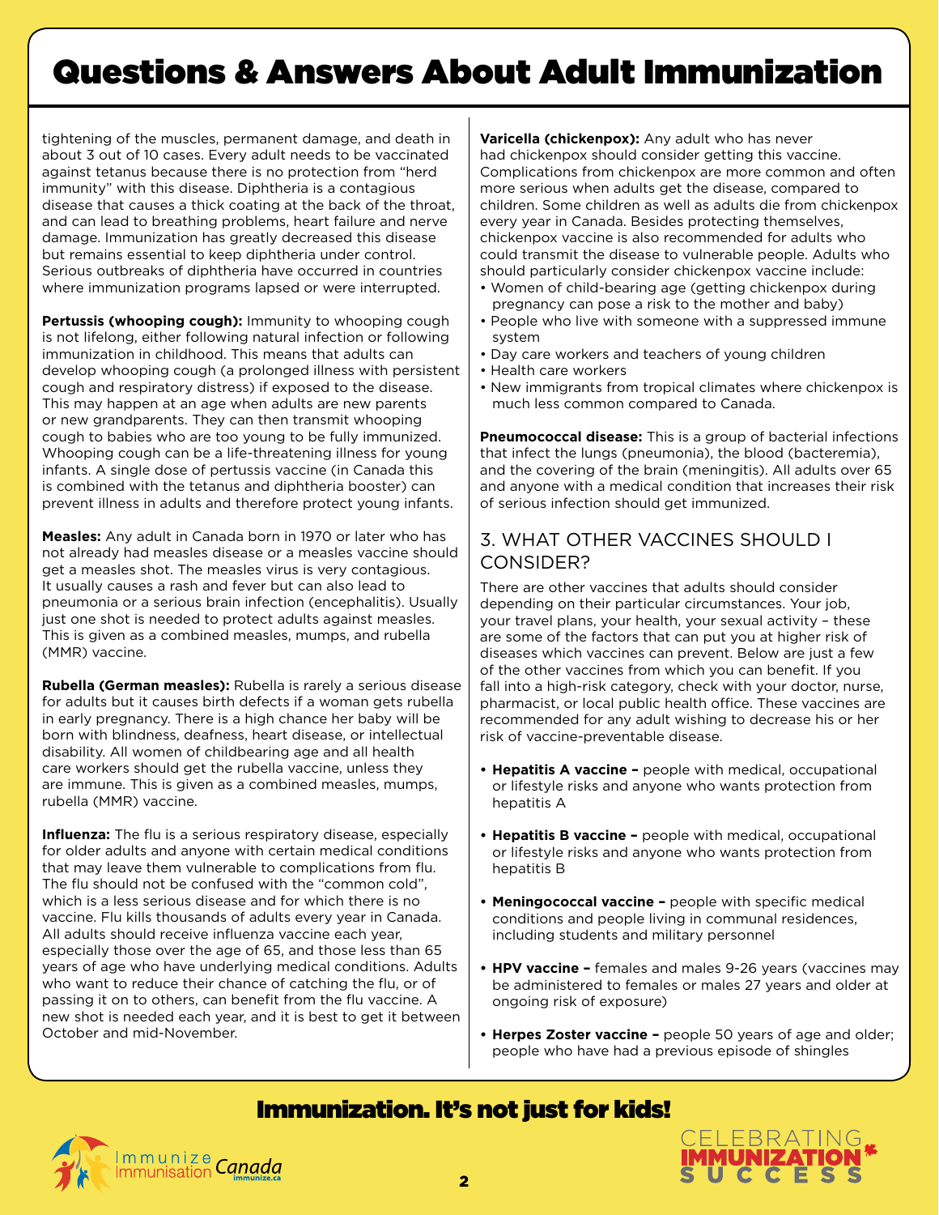tightening of the muscles, permanent damage, and death in about 3 out of 10 cases. Every adult needs to be vaccinated against tetanus because there is no protection from "herd immunity" with this disease. Diphtheria is a contagious disease that causes a thick coating at the back of the throat, and can lead to breathing problems, heart failure and nerve damage. Immunization has greatly decreased this disease but remains essential to keep diphtheria under control. Serious outbreaks of diphtheria have occurred in countries where immunization programs lapsed or were interrupted.

**Pertussis (whooping cough):** Immunity to whooping cough is not lifelong, either following natural infection or following immunization in childhood. This means that adults can develop whooping cough (a prolonged illness with persistent cough and respiratory distress) if exposed to the disease. This may happen at an age when adults are new parents or new grandparents. They can then transmit whooping cough to babies who are too young to be fully immunized. Whooping cough can be a life-threatening illness for young infants. A single dose of pertussis vaccine (in Canada this is combined with the tetanus and diphtheria booster) can prevent illness in adults and therefore protect young infants.

**Measles:** Any adult in Canada born in 1970 or later who has not already had measles disease or a measles vaccine should get a measles shot. The measles virus is very contagious. It usually causes a rash and fever but can also lead to pneumonia or a serious brain infection (encephalitis). Usually just one shot is needed to protect adults against measles. This is given as a combined measles, mumps, and rubella (MMR) vaccine.

**Rubella (German measles):** Rubella is rarely a serious disease for adults but it causes birth defects if a woman gets rubella in early pregnancy. There is a high chance her baby will be born with blindness, deafness, heart disease, or intellectual disability. All women of childbearing age and all health care workers should get the rubella vaccine, unless they are immune. This is given as a combined measles, mumps, rubella (MMR) vaccine.

**Influenza:** The flu is a serious respiratory disease, especially for older adults and anyone with certain medical conditions that may leave them vulnerable to complications from flu. The flu should not be confused with the "common cold", which is a less serious disease and for which there is no vaccine. Flu kills thousands of adults every year in Canada. All adults should receive influenza vaccine each year, especially those over the age of 65, and those less than 65 years of age who have underlying medical conditions. Adults who want to reduce their chance of catching the flu, or of passing it on to others, can benefit from the flu vaccine. A new shot is needed each year, and it is best to get it between October and mid-November.

**Varicella (chickenpox):** Any adult who has never had chickenpox should consider getting this vaccine. Complications from chickenpox are more common and often more serious when adults get the disease, compared to children. Some children as well as adults die from chickenpox every year in Canada. Besides protecting themselves, chickenpox vaccine is also recommended for adults who could transmit the disease to vulnerable people. Adults who should particularly consider chickenpox vaccine include:

- Women of child-bearing age (getting chickenpox during pregnancy can pose a risk to the mother and baby)
- People who live with someone with a suppressed immune system
- Day care workers and teachers of young children
- Health care workers
- New immigrants from tropical climates where chickenpox is much less common compared to Canada.

**Pneumococcal disease:** This is a group of bacterial infections that infect the lungs (pneumonia), the blood (bacteremia), and the covering of the brain (meningitis). All adults over 65 and anyone with a medical condition that increases their risk of serious infection should get immunized.

## 3. WHAT OTHER VACCINES SHOULD I CONSIDER?

There are other vaccines that adults should consider depending on their particular circumstances. Your job, your travel plans, your health, your sexual activity – these are some of the factors that can put you at higher risk of diseases which vaccines can prevent. Below are just a few of the other vaccines from which you can benefit. If you fall into a high-risk category, check with your doctor, nurse, pharmacist, or local public health office. These vaccines are recommended for any adult wishing to decrease his or her risk of vaccine-preventable disease.

- **Hepatitis A vaccine –** people with medical, occupational or lifestyle risks and anyone who wants protection from hepatitis A
- **Hepatitis B vaccine –** people with medical, occupational or lifestyle risks and anyone who wants protection from hepatitis B
- **Meningococcal vaccine –** people with specific medical conditions and people living in communal residences, including students and military personnel
- **HPV vaccine –** females and males 9-26 years (vaccines may be administered to females or males 27 years and older at ongoing risk of exposure)
- **Herpes Zoster vaccine –** people 50 years of age and older; people who have had a previous episode of shingles

**Immunization. It's not just for kids!**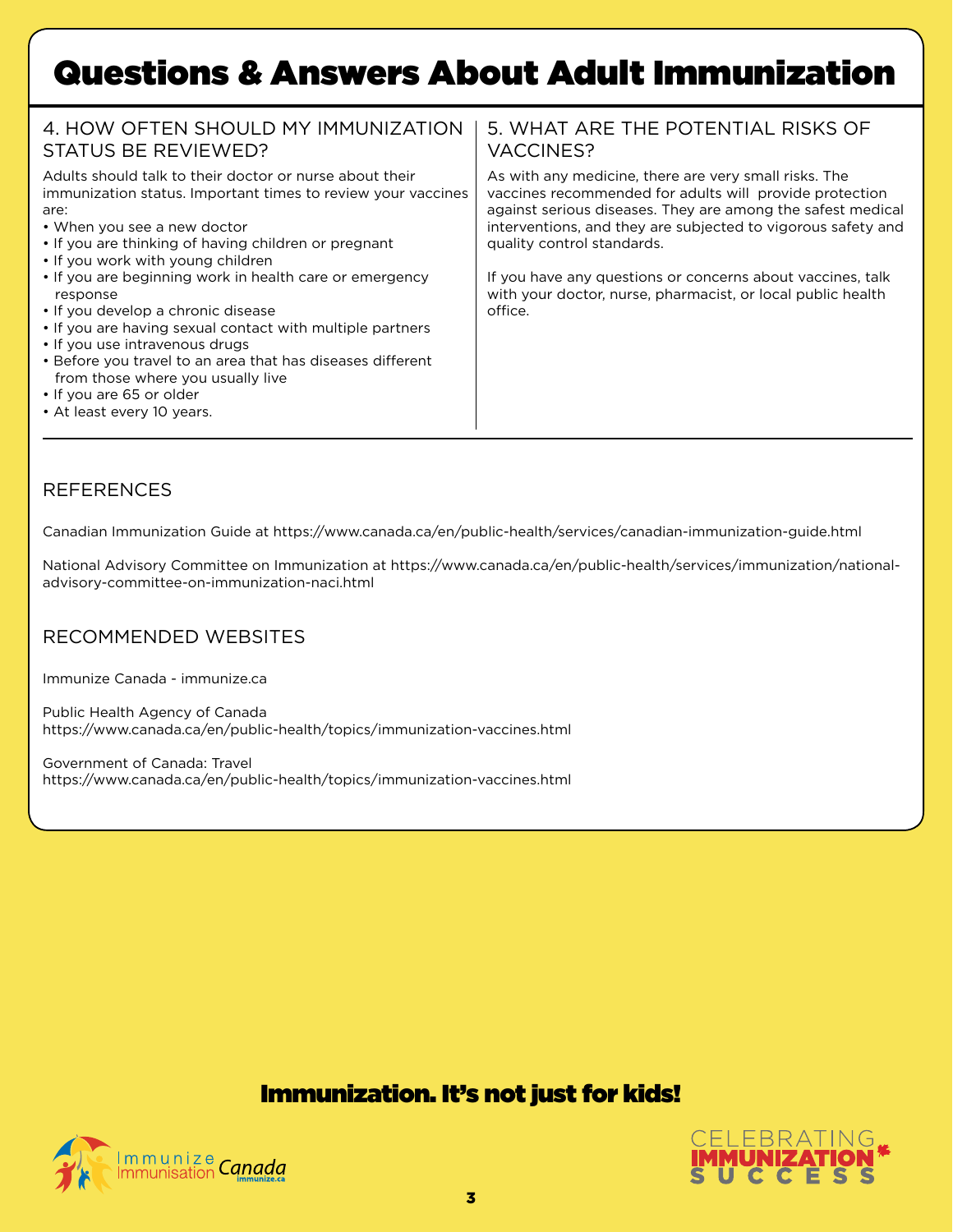# Questions & Answers About Adult Immunization

## 4. HOW OFTEN SHOULD MY IMMUNIZATION STATUS BE REVIEWED?

Adults should talk to their doctor or nurse about their immunization status. Important times to review your vaccines are:

- When you see a new doctor
- If you are thinking of having children or pregnant
- If you work with young children
- If you are beginning work in health care or emergency response
- If you develop a chronic disease
- If you are having sexual contact with multiple partners
- If you use intravenous drugs
- Before you travel to an area that has diseases different from those where you usually live
- If you are 65 or older
- At least every 10 years.

## 5. WHAT ARE THE POTENTIAL RISKS OF VACCINES?

As with any medicine, there are very small risks. The vaccines recommended for adults will provide protection against serious diseases. They are among the safest medical interventions, and they are subjected to vigorous safety and quality control standards.

If you have any questions or concerns about vaccines, talk with your doctor, nurse, pharmacist, or local public health office.

## REFERENCES

Canadian Immunization Guide at https://www.canada.ca/en/public-health/services/canadian-immunization-guide.html

National Advisory Committee on Immunization at https://www.canada.ca/en/public-health/services/immunization/national-advisory-committee-on-immunization-naci.html

## RECOMMENDED WEBSITES

Immunize Canada - immunize.ca

Public Health Agency of Canada
https://www.canada.ca/en/public-health/topics/immunization-vaccines.html

Government of Canada: Travel
https://www.canada.ca/en/public-health/topics/immunization-vaccines.html

**Immunization. It's not just for kids!**

Immunize Immunisation Canada immunize.ca

CELEBRATING IMMUNIZATION SUCCESS